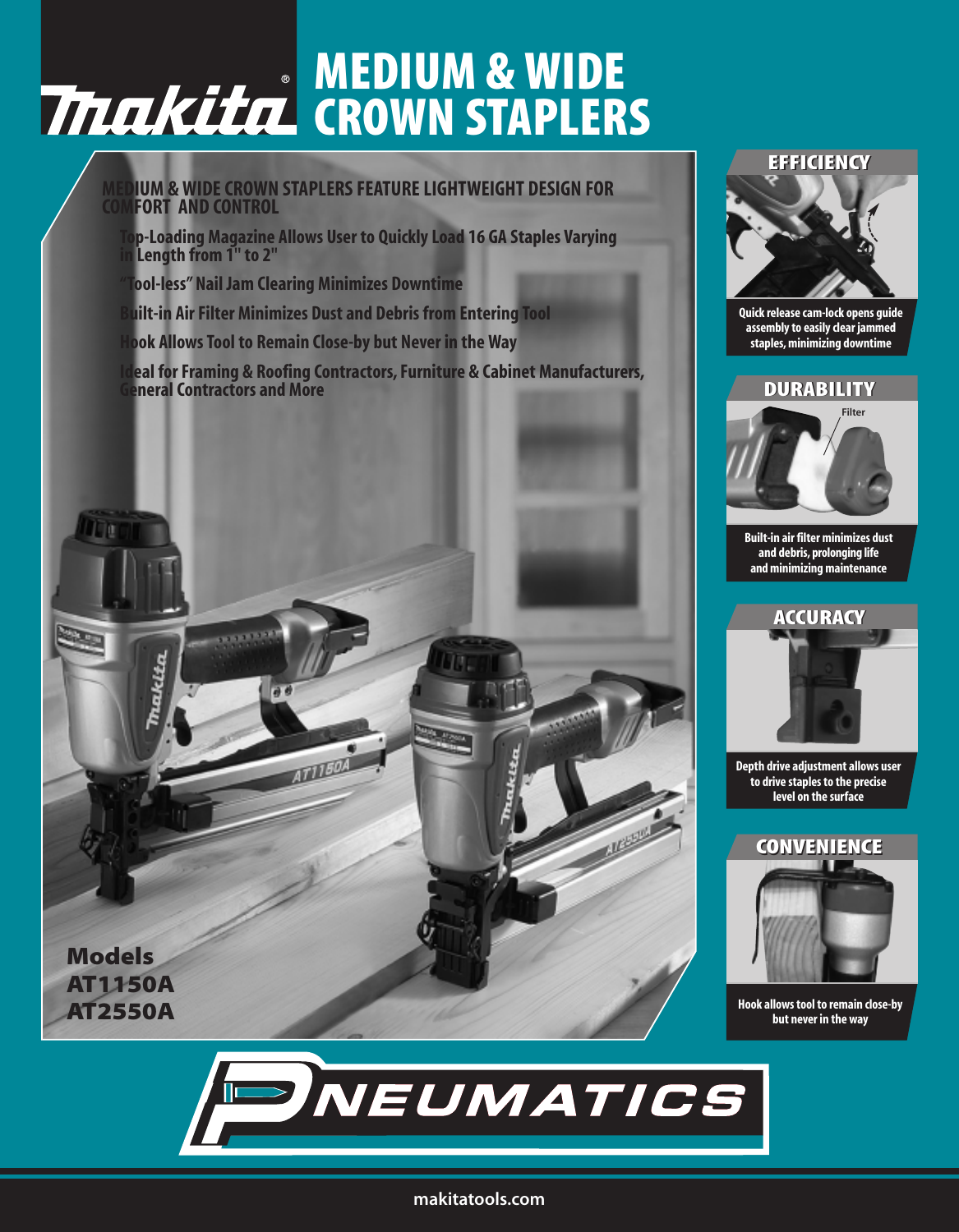# MEDIUM & WIDE CROWN STAPLERS

**MEDIUM & WIDE CROWN STAPLERS FEATURE LIGHTWEIGHT DESIGN FOR COMFORT AND CONTROL**

- Top-Loading Magazine Allows User to Quickly Load 16 GA Staples Varying in Length from 1" to 2"
- "Tool-less" Nail Jam Clearing Minimizes Downtime
- Built-in Air Filter Minimizes Dust and Debris from Entering Tool
- Hook Allows Tool to Remain Close-by but Never in the Way
- Ideal for Framing & Roofing Contractors, Furniture & Cabinet Manufacturers, General Contractors and More

**Models**
**AT1150A**
**AT2550A**

## EFFICIENCY

Quick release cam-lock opens guide assembly to easily clear jammed staples, minimizing downtime

## DURABILITY

Filter

Built-in air filter minimizes dust and debris, prolonging life and minimizing maintenance

## ACCURACY

Depth drive adjustment allows user to drive staples to the precise level on the surface

## CONVENIENCE

Hook allows tool to remain close-by but never in the way

PNEUMATICS

makitatools.com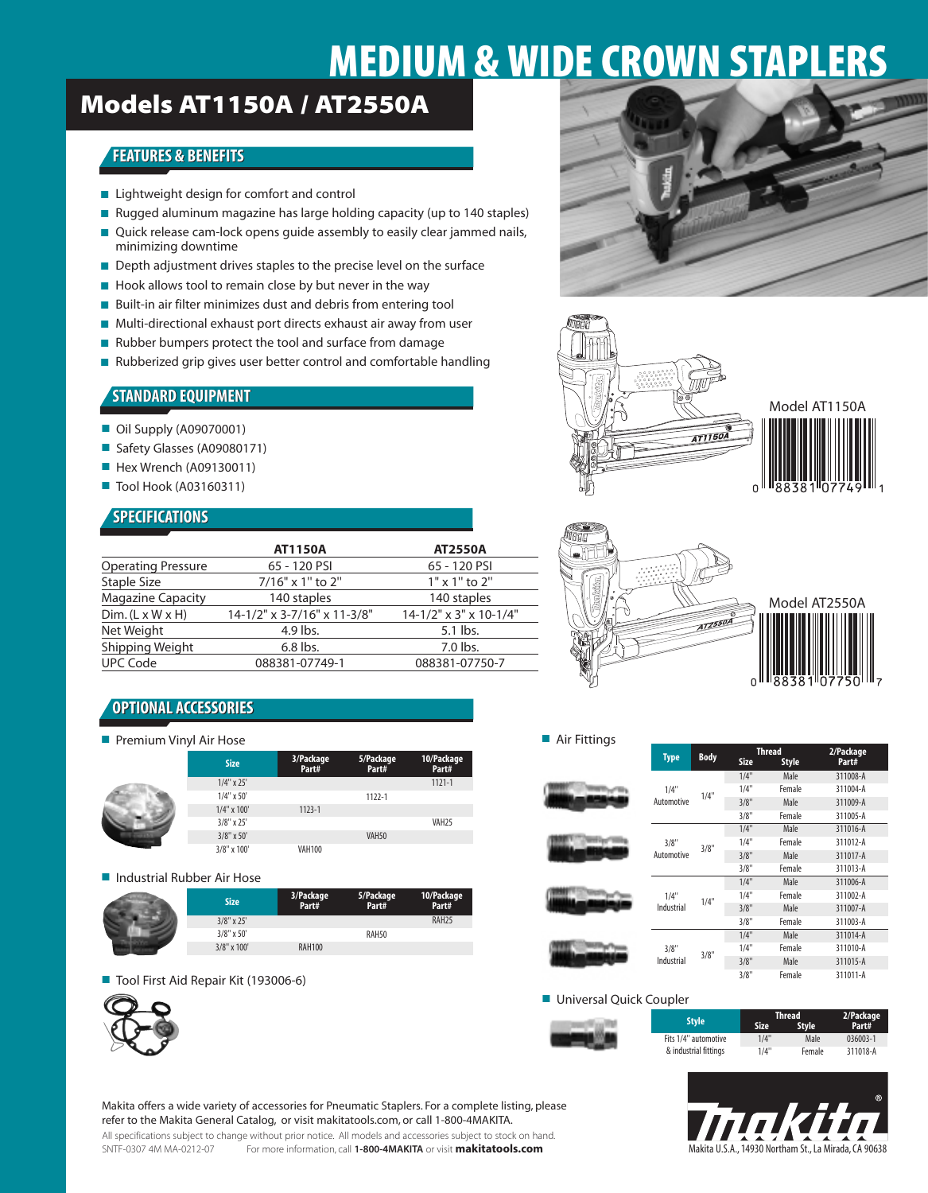# MEDIUM & WIDE CROWN STAPLERS

## Models AT1150A / AT2550A

### FEATURES & BENEFITS

- Lightweight design for comfort and control
- Rugged aluminum magazine has large holding capacity (up to 140 staples)
- Quick release cam-lock opens guide assembly to easily clear jammed nails, minimizing downtime
- Depth adjustment drives staples to the precise level on the surface
- Hook allows tool to remain close by but never in the way
- Built-in air filter minimizes dust and debris from entering tool
- Multi-directional exhaust port directs exhaust air away from user
- Rubber bumpers protect the tool and surface from damage
- Rubberized grip gives user better control and comfortable handling

### STANDARD EQUIPMENT

- Oil Supply (A09070001)
- Safety Glasses (A09080171)
- Hex Wrench (A09130011)
- Tool Hook (A03160311)

### SPECIFICATIONS

| | AT1150A | AT2550A |
|---|---|---|
| Operating Pressure | 65 - 120 PSI | 65 - 120 PSI |
| Staple Size | 7/16" x 1" to 2" | 1" x 1" to 2" |
| Magazine Capacity | 140 staples | 140 staples |
| Dim. (L x W x H) | 14-1/2" x 3-7/16" x 11-3/8" | 14-1/2" x 3" x 10-1/4" |
| Net Weight | 4.9 lbs. | 5.1 lbs. |
| Shipping Weight | 6.8 lbs. | 7.0 lbs. |
| UPC Code | 088381-07749-1 | 088381-07750-7 |

Model AT1150A

0 88381 07749 1

Model AT2550A

0 88381 07750 7

### OPTIONAL ACCESSORIES

- Premium Vinyl Air Hose

| Size | 3/Package Part# | 5/Package Part# | 10/Package Part# |
|---|---|---|---|
| 1/4" x 25' | | | 1121-1 |
| 1/4" x 50' | | 1122-1 | |
| 1/4" x 100' | 1123-1 | | |
| 3/8" x 25' | | | VAH25 |
| 3/8" x 50' | | VAH50 | |
| 3/8" x 100' | VAH100 | | |

- Industrial Rubber Air Hose

| Size | 3/Package Part# | 5/Package Part# | 10/Package Part# |
|---|---|---|---|
| 3/8" x 25' | | | RAH25 |
| 3/8" x 50' | | RAH50 | |
| 3/8" x 100' | RAH100 | | |

- Tool First Aid Repair Kit (193006-6)

- Air Fittings

| Type | Body | Thread | | 2/Package |
|---|---|---|---|---|
| | | Size | Style | Part# |
| 1/4" Automotive | 1/4" | 1/4" | Male | 311008-A |
| | | 1/4" | Female | 311004-A |
| | | 3/8" | Male | 311009-A |
| | | 3/8" | Female | 311005-A |
| 3/8" Automotive | 3/8" | 1/4" | Male | 311016-A |
| | | 1/4" | Female | 311012-A |
| | | 3/8" | Male | 311017-A |
| | | 3/8" | Female | 311013-A |
| 1/4" Industrial | 1/4" | 1/4" | Male | 311006-A |
| | | 1/4" | Female | 311002-A |
| | | 3/8" | Male | 311007-A |
| | | 3/8" | Female | 311003-A |
| 3/8" Industrial | 3/8" | 1/4" | Male | 311014-A |
| | | 1/4" | Female | 311010-A |
| | | 3/8" | Male | 311015-A |
| | | 3/8" | Female | 311011-A |

- Universal Quick Coupler

| Style | Thread | | 2/Package |
|---|---|---|---|
| | Size | Style | Part# |
| Fits 1/4" automotive & industrial fittings | 1/4" | Male | 036003-1 |
| | 1/4" | Female | 311018-A |

Makita offers a wide variety of accessories for Pneumatic Staplers. For a complete listing, please refer to the Makita General Catalog, or visit makitatools.com, or call 1-800-4MAKITA.

All specifications subject to change without prior notice. All models and accessories subject to stock on hand.

SNTF-0307 4M MA-0212-07 For more information, call **1-800-4MAKITA** or visit **makitatools.com**

Makita U.S.A., 14930 Northam St., La Mirada, CA 90638